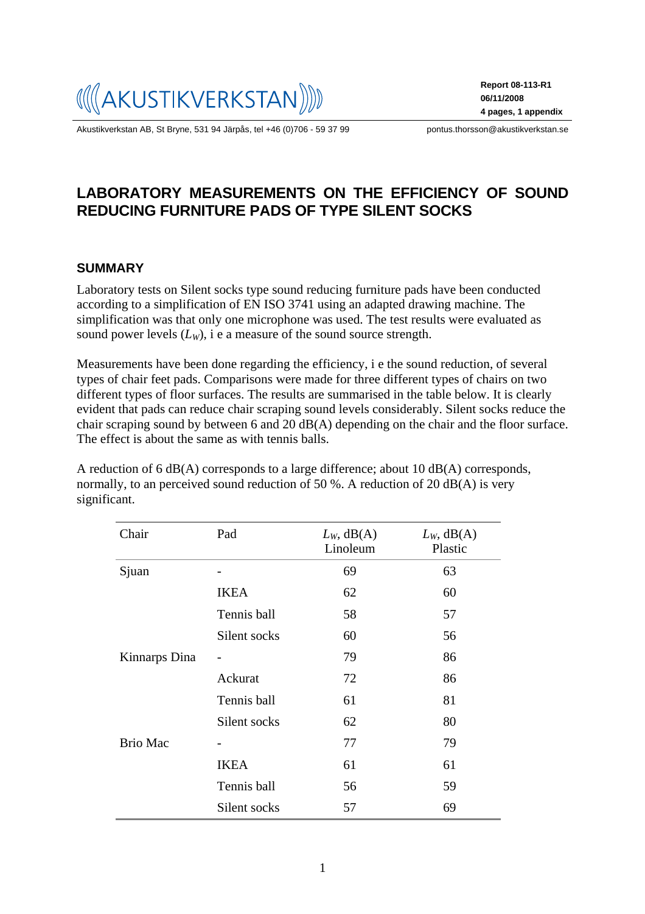AKUSTIKVERKSTAN

**Report 08-113-R1**
**06/11/2008**
**4 pages, 1 appendix**

Akustikverkstan AB, St Bryne, 531 94 Järpås, tel +46 (0)706 - 59 37 99 pontus.thorsson@akustikverkstan.se

# LABORATORY MEASUREMENTS ON THE EFFICIENCY OF SOUND REDUCING FURNITURE PADS OF TYPE SILENT SOCKS

## SUMMARY

Laboratory tests on Silent socks type sound reducing furniture pads have been conducted according to a simplification of EN ISO 3741 using an adapted drawing machine. The simplification was that only one microphone was used. The test results were evaluated as sound power levels ($L_W$), i e a measure of the sound source strength.

Measurements have been done regarding the efficiency, i e the sound reduction, of several types of chair feet pads. Comparisons were made for three different types of chairs on two different types of floor surfaces. The results are summarised in the table below. It is clearly evident that pads can reduce chair scraping sound levels considerably. Silent socks reduce the chair scraping sound by between 6 and 20 dB(A) depending on the chair and the floor surface. The effect is about the same as with tennis balls.

A reduction of 6 dB(A) corresponds to a large difference; about 10 dB(A) corresponds, normally, to an perceived sound reduction of 50 %. A reduction of 20 dB(A) is very significant.

| Chair | Pad | $L_W$, dB(A) Linoleum | $L_W$, dB(A) Plastic |
|---|---|---|---|
| Sjuan | - | 69 | 63 |
| | IKEA | 62 | 60 |
| | Tennis ball | 58 | 57 |
| | Silent socks | 60 | 56 |
| Kinnarps Dina | - | 79 | 86 |
| | Ackurat | 72 | 86 |
| | Tennis ball | 61 | 81 |
| | Silent socks | 62 | 80 |
| Brio Mac | - | 77 | 79 |
| | IKEA | 61 | 61 |
| | Tennis ball | 56 | 59 |
| | Silent socks | 57 | 69 |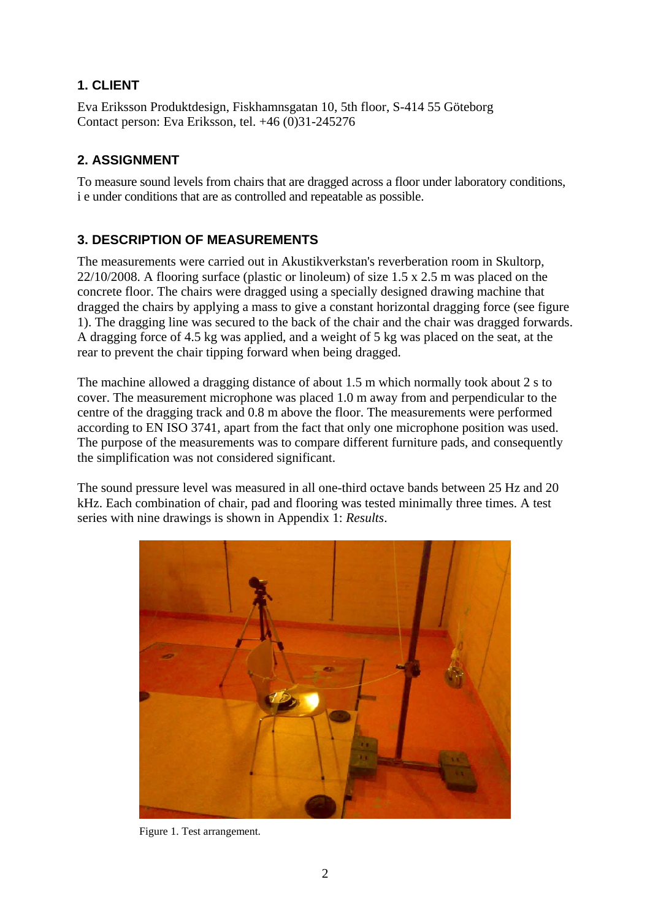## 1. CLIENT

Eva Eriksson Produktdesign, Fiskhamnsgatan 10, 5th floor, S-414 55 Göteborg
Contact person: Eva Eriksson, tel. +46 (0)31-245276

## 2. ASSIGNMENT

To measure sound levels from chairs that are dragged across a floor under laboratory conditions, i e under conditions that are as controlled and repeatable as possible.

## 3. DESCRIPTION OF MEASUREMENTS

The measurements were carried out in Akustikverkstan's reverberation room in Skultorp, 22/10/2008. A flooring surface (plastic or linoleum) of size 1.5 x 2.5 m was placed on the concrete floor. The chairs were dragged using a specially designed drawing machine that dragged the chairs by applying a mass to give a constant horizontal dragging force (see figure 1). The dragging line was secured to the back of the chair and the chair was dragged forwards. A dragging force of 4.5 kg was applied, and a weight of 5 kg was placed on the seat, at the rear to prevent the chair tipping forward when being dragged.

The machine allowed a dragging distance of about 1.5 m which normally took about 2 s to cover. The measurement microphone was placed 1.0 m away from and perpendicular to the centre of the dragging track and 0.8 m above the floor. The measurements were performed according to EN ISO 3741, apart from the fact that only one microphone position was used. The purpose of the measurements was to compare different furniture pads, and consequently the simplification was not considered significant.

The sound pressure level was measured in all one-third octave bands between 25 Hz and 20 kHz. Each combination of chair, pad and flooring was tested minimally three times. A test series with nine drawings is shown in Appendix 1: *Results*.

Figure 1. Test arrangement.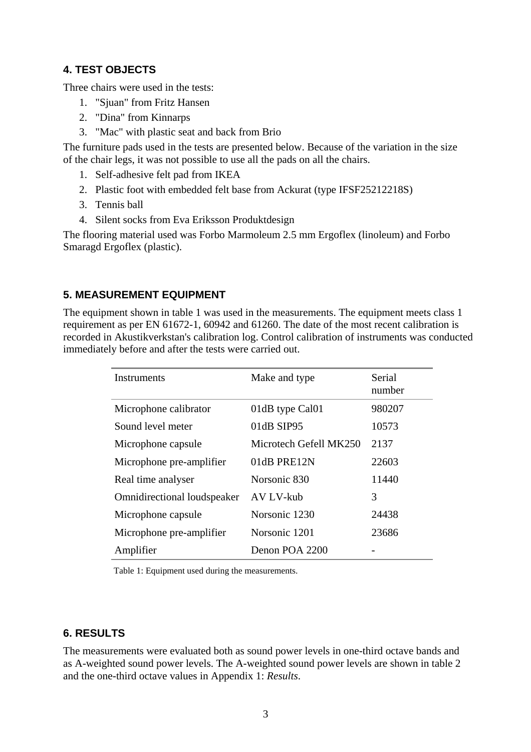## 4. TEST OBJECTS

Three chairs were used in the tests:

1. "Sjuan" from Fritz Hansen
2. "Dina" from Kinnarps
3. "Mac" with plastic seat and back from Brio

The furniture pads used in the tests are presented below. Because of the variation in the size of the chair legs, it was not possible to use all the pads on all the chairs.

1. Self-adhesive felt pad from IKEA
2. Plastic foot with embedded felt base from Ackurat (type IFSF25212218S)
3. Tennis ball
4. Silent socks from Eva Eriksson Produktdesign

The flooring material used was Forbo Marmoleum 2.5 mm Ergoflex (linoleum) and Forbo Smaragd Ergoflex (plastic).

## 5. MEASUREMENT EQUIPMENT

The equipment shown in table 1 was used in the measurements. The equipment meets class 1 requirement as per EN 61672-1, 60942 and 61260. The date of the most recent calibration is recorded in Akustikverkstan's calibration log. Control calibration of instruments was conducted immediately before and after the tests were carried out.

| Instruments | Make and type | Serial number |
| --- | --- | --- |
| Microphone calibrator | 01dB type Cal01 | 980207 |
| Sound level meter | 01dB SIP95 | 10573 |
| Microphone capsule | Microtech Gefell MK250 | 2137 |
| Microphone pre-amplifier | 01dB PRE12N | 22603 |
| Real time analyser | Norsonic 830 | 11440 |
| Omnidirectional loudspeaker | AV LV-kub | 3 |
| Microphone capsule | Norsonic 1230 | 24438 |
| Microphone pre-amplifier | Norsonic 1201 | 23686 |
| Amplifier | Denon POA 2200 | - |

Table 1: Equipment used during the measurements.

## 6. RESULTS

The measurements were evaluated both as sound power levels in one-third octave bands and as A-weighted sound power levels. The A-weighted sound power levels are shown in table 2 and the one-third octave values in Appendix 1: *Results*.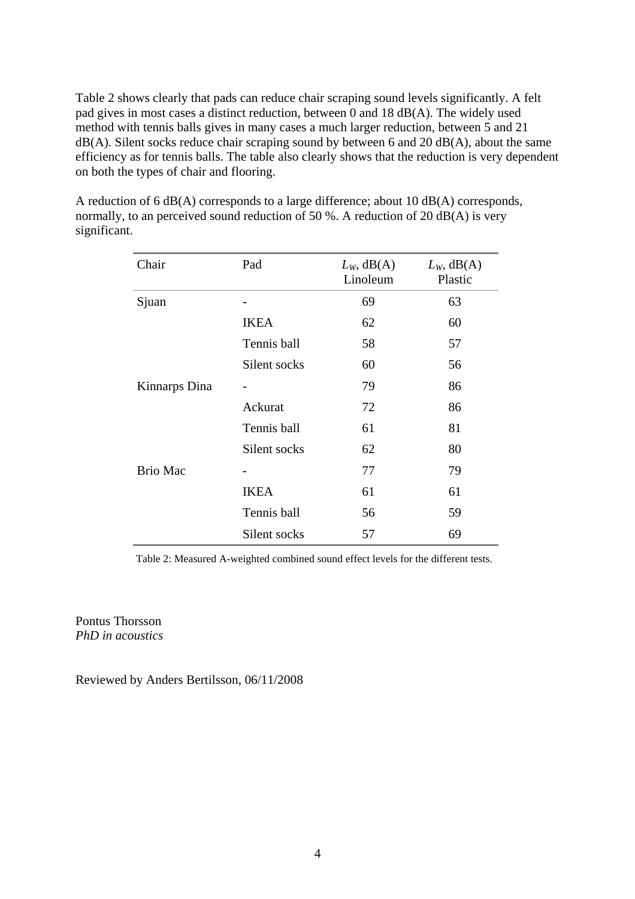Table 2 shows clearly that pads can reduce chair scraping sound levels significantly. A felt pad gives in most cases a distinct reduction, between 0 and 18 dB(A). The widely used method with tennis balls gives in many cases a much larger reduction, between 5 and 21 dB(A). Silent socks reduce chair scraping sound by between 6 and 20 dB(A), about the same efficiency as for tennis balls. The table also clearly shows that the reduction is very dependent on both the types of chair and flooring.

A reduction of 6 dB(A) corresponds to a large difference; about 10 dB(A) corresponds, normally, to an perceived sound reduction of 50 %. A reduction of 20 dB(A) is very significant.

| Chair | Pad | $L_W$, dB(A) Linoleum | $L_W$, dB(A) Plastic |
|---|---|---|---|
| Sjuan | - | 69 | 63 |
| | IKEA | 62 | 60 |
| | Tennis ball | 58 | 57 |
| | Silent socks | 60 | 56 |
| Kinnarps Dina | - | 79 | 86 |
| | Ackurat | 72 | 86 |
| | Tennis ball | 61 | 81 |
| | Silent socks | 62 | 80 |
| Brio Mac | - | 77 | 79 |
| | IKEA | 61 | 61 |
| | Tennis ball | 56 | 59 |
| | Silent socks | 57 | 69 |

Table 2: Measured A-weighted combined sound effect levels for the different tests.

Pontus Thorsson
*PhD in acoustics*

Reviewed by Anders Bertilsson, 06/11/2008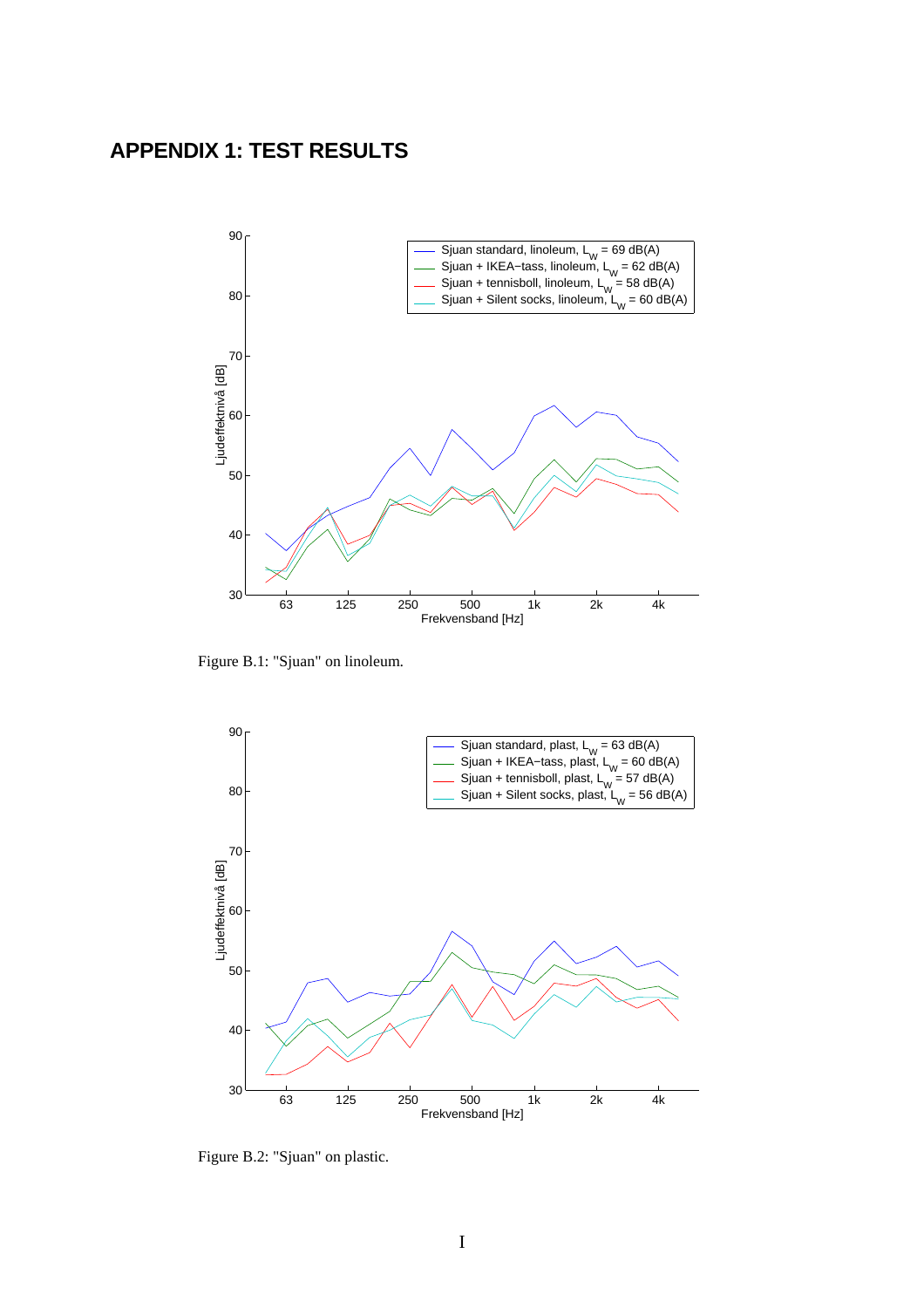# APPENDIX 1: TEST RESULTS

Figure B.1: "Sjuan" on linoleum.

Figure B.2: "Sjuan" on plastic.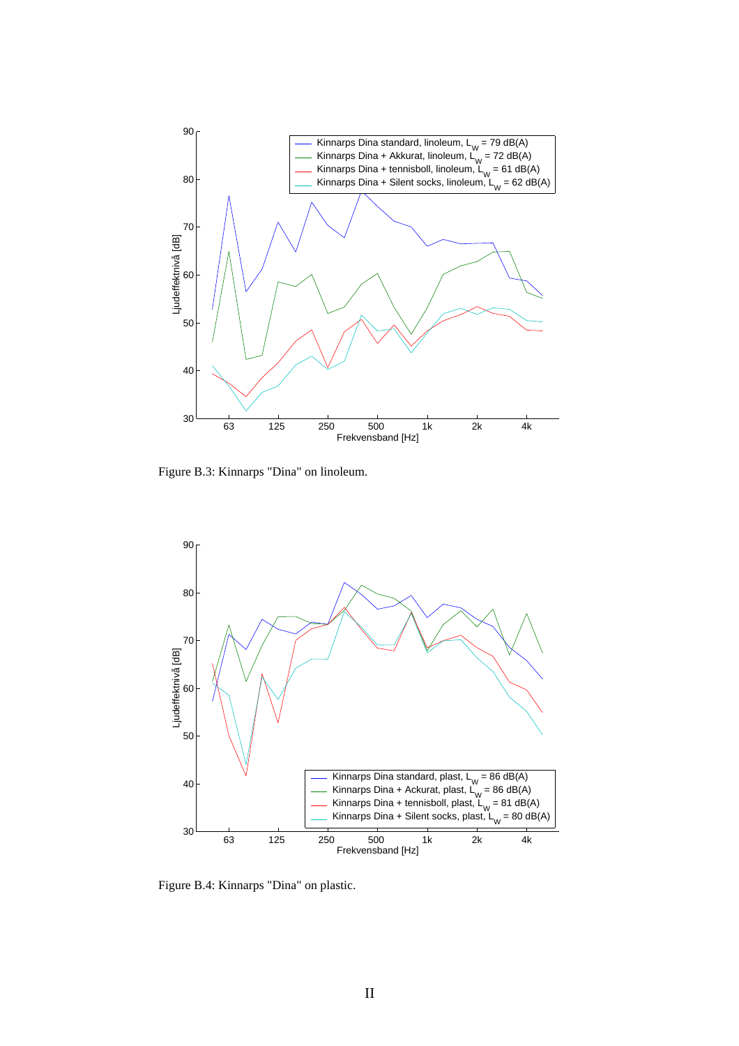Figure B.3: Kinnarps "Dina" on linoleum.

Figure B.4: Kinnarps "Dina" on plastic.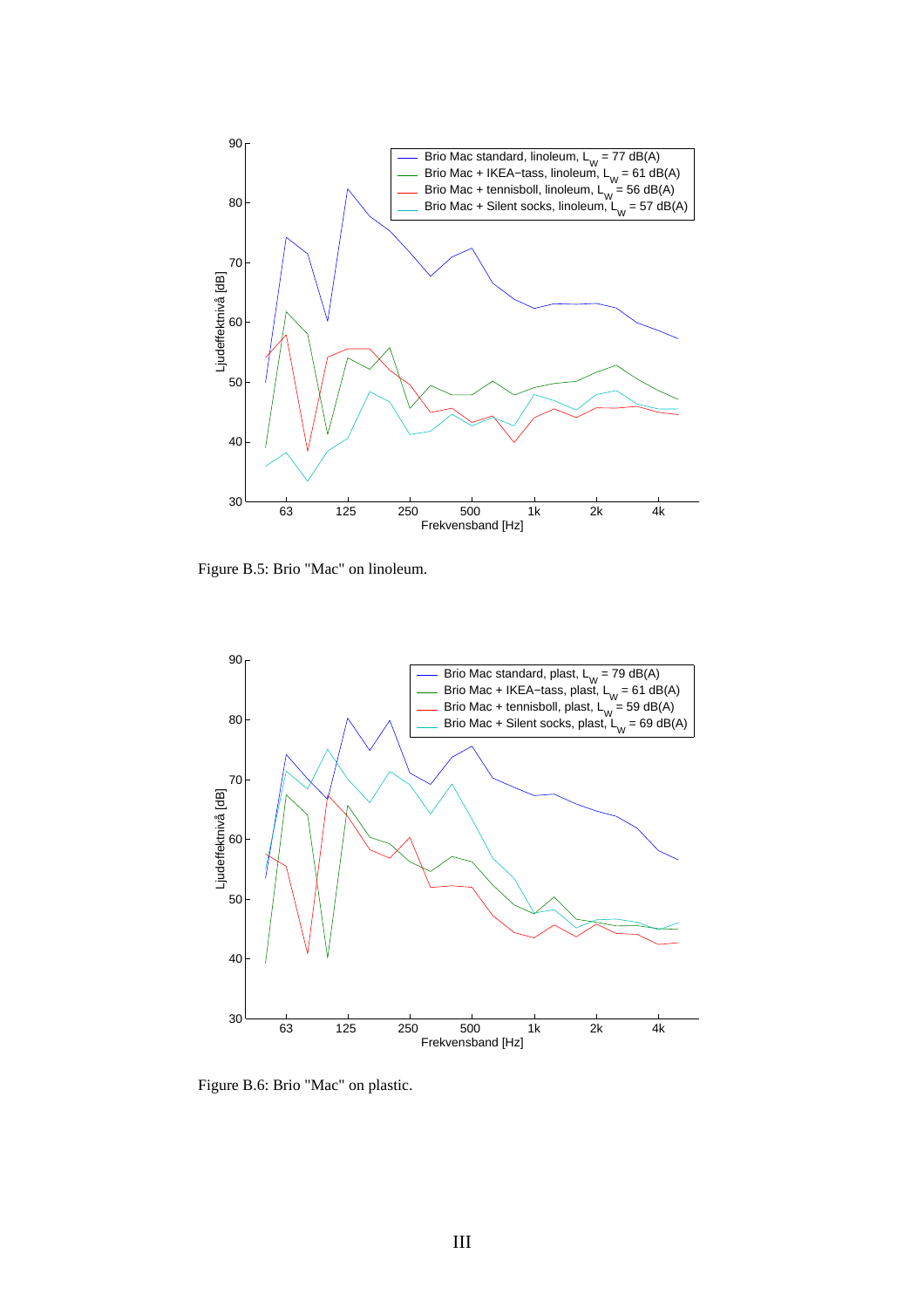Figure B.5: Brio "Mac" on linoleum.

Figure B.6: Brio "Mac" on plastic.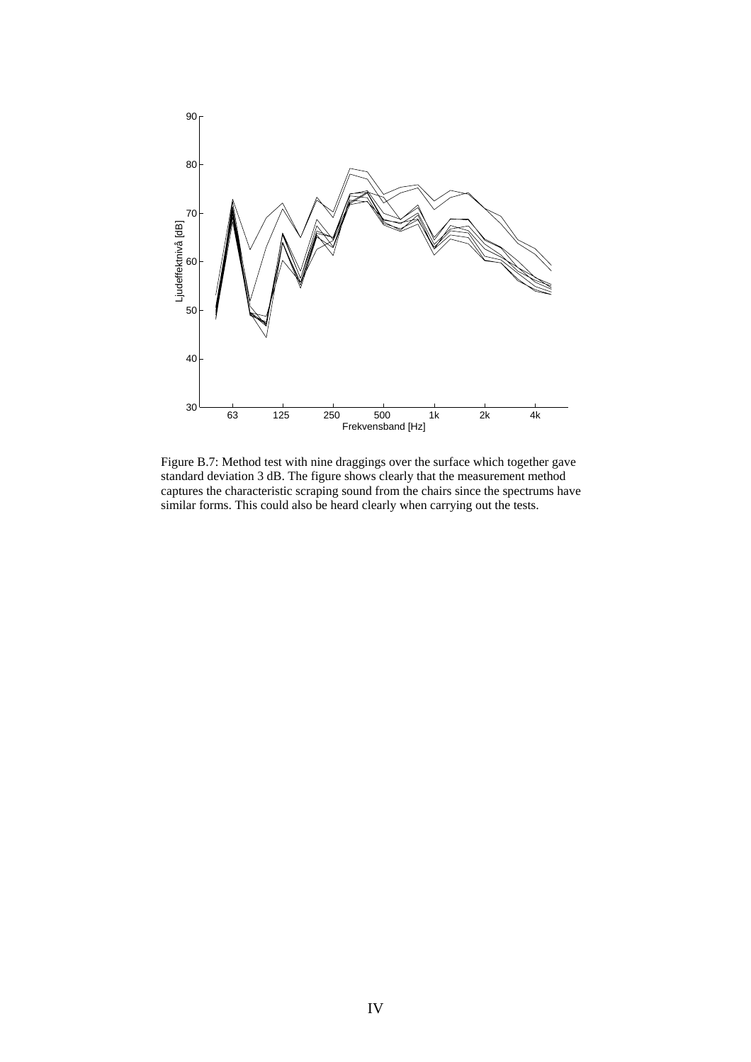90
80
70
60
50
40
30

Ljudeffektnivå [dB]

63
125
250
500
1k
2k
4k

Frekvensband [Hz]

Figure B.7: Method test with nine draggings over the surface which together gave standard deviation 3 dB. The figure shows clearly that the measurement method captures the characteristic scraping sound from the chairs since the spectrums have similar forms. This could also be heard clearly when carrying out the tests.